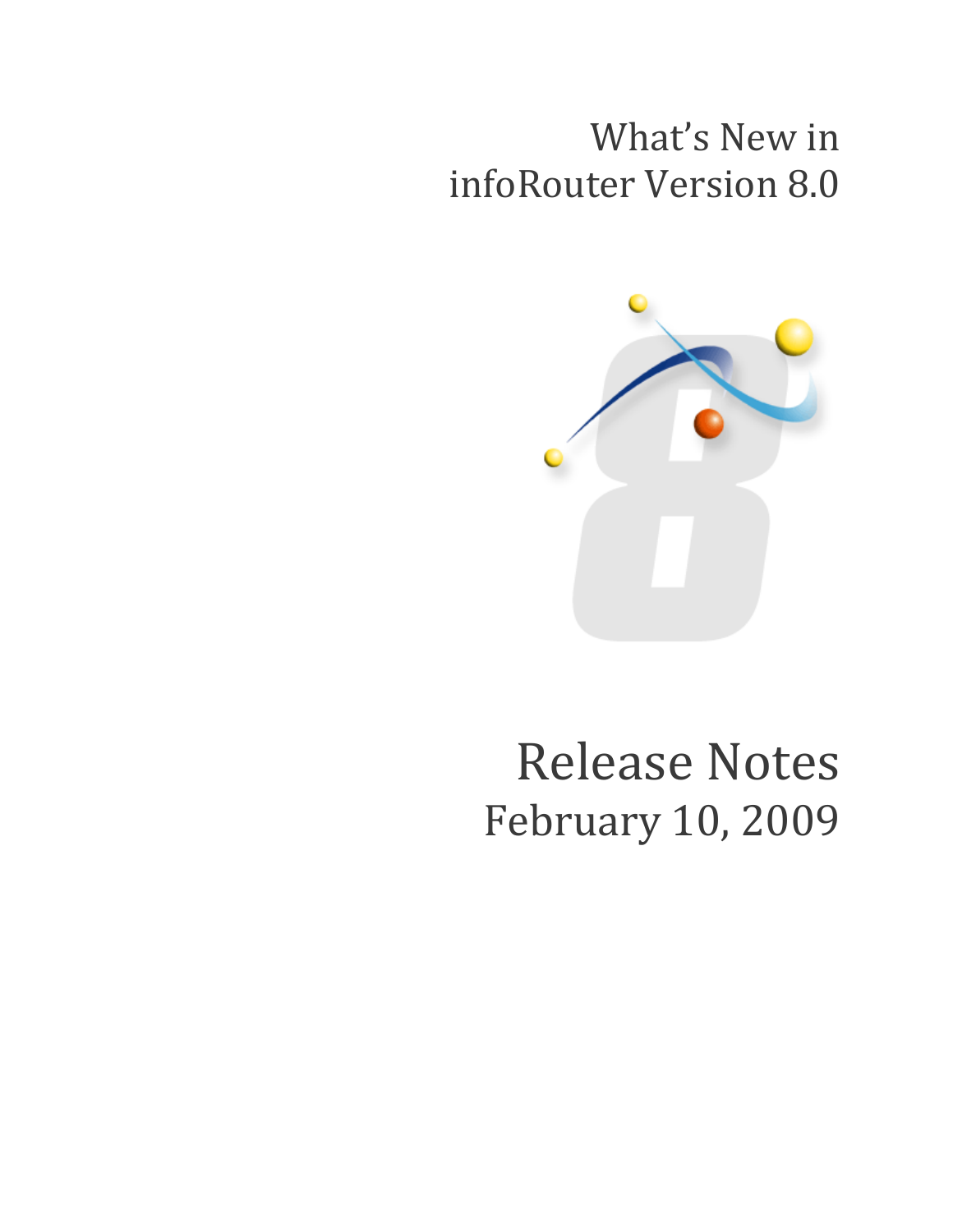# What's New in infoRouter Version 8.0

# Release Notes

February 10, 2009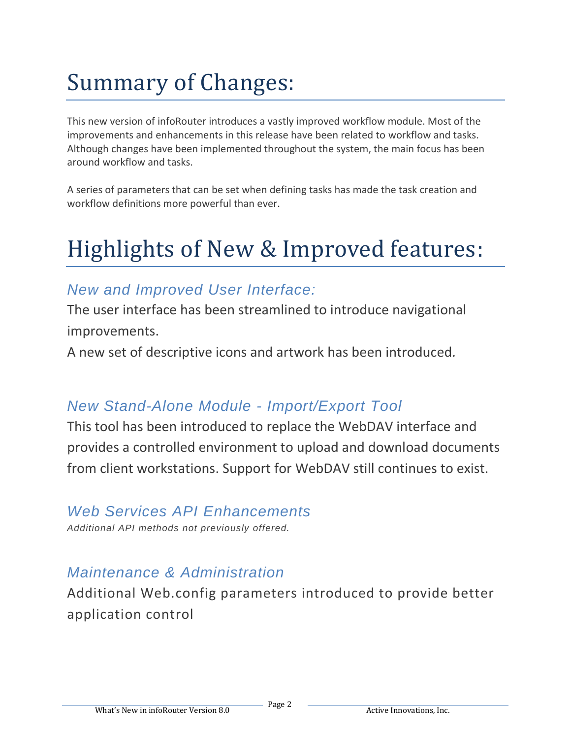# Summary of Changes:

This new version of infoRouter introduces a vastly improved workflow module. Most of the improvements and enhancements in this release have been related to workflow and tasks. Although changes have been implemented throughout the system, the main focus has been around workflow and tasks.

A series of parameters that can be set when defining tasks has made the task creation and workflow definitions more powerful than ever.

# Highlights of New & Improved features:

## *New and Improved User Interface:*

The user interface has been streamlined to introduce navigational improvements.

A new set of descriptive icons and artwork has been introduced.

## *New Stand-Alone Module - Import/Export Tool*

This tool has been introduced to replace the WebDAV interface and provides a controlled environment to upload and download documents from client workstations. Support for WebDAV still continues to exist.

## *Web Services API Enhancements*

*Additional API methods not previously offered.*

## *Maintenance & Administration*

Additional Web.config parameters introduced to provide better application control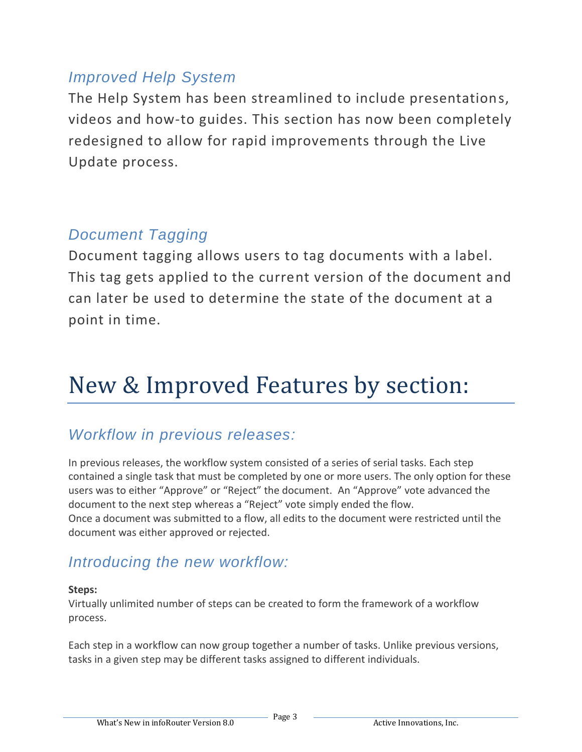### *Improved Help System*

The Help System has been streamlined to include presentations, videos and how-to guides. This section has now been completely redesigned to allow for rapid improvements through the Live Update process.

### *Document Tagging*

Document tagging allows users to tag documents with a label. This tag gets applied to the current version of the document and can later be used to determine the state of the document at a point in time.

# New & Improved Features by section:

### *Workflow in previous releases:*

In previous releases, the workflow system consisted of a series of serial tasks. Each step contained a single task that must be completed by one or more users. The only option for these users was to either "Approve" or "Reject" the document. An "Approve" vote advanced the document to the next step whereas a "Reject" vote simply ended the flow.
Once a document was submitted to a flow, all edits to the document were restricted until the document was either approved or rejected.

### *Introducing the new workflow:*

**Steps:**
Virtually unlimited number of steps can be created to form the framework of a workflow process.

Each step in a workflow can now group together a number of tasks. Unlike previous versions, tasks in a given step may be different tasks assigned to different individuals.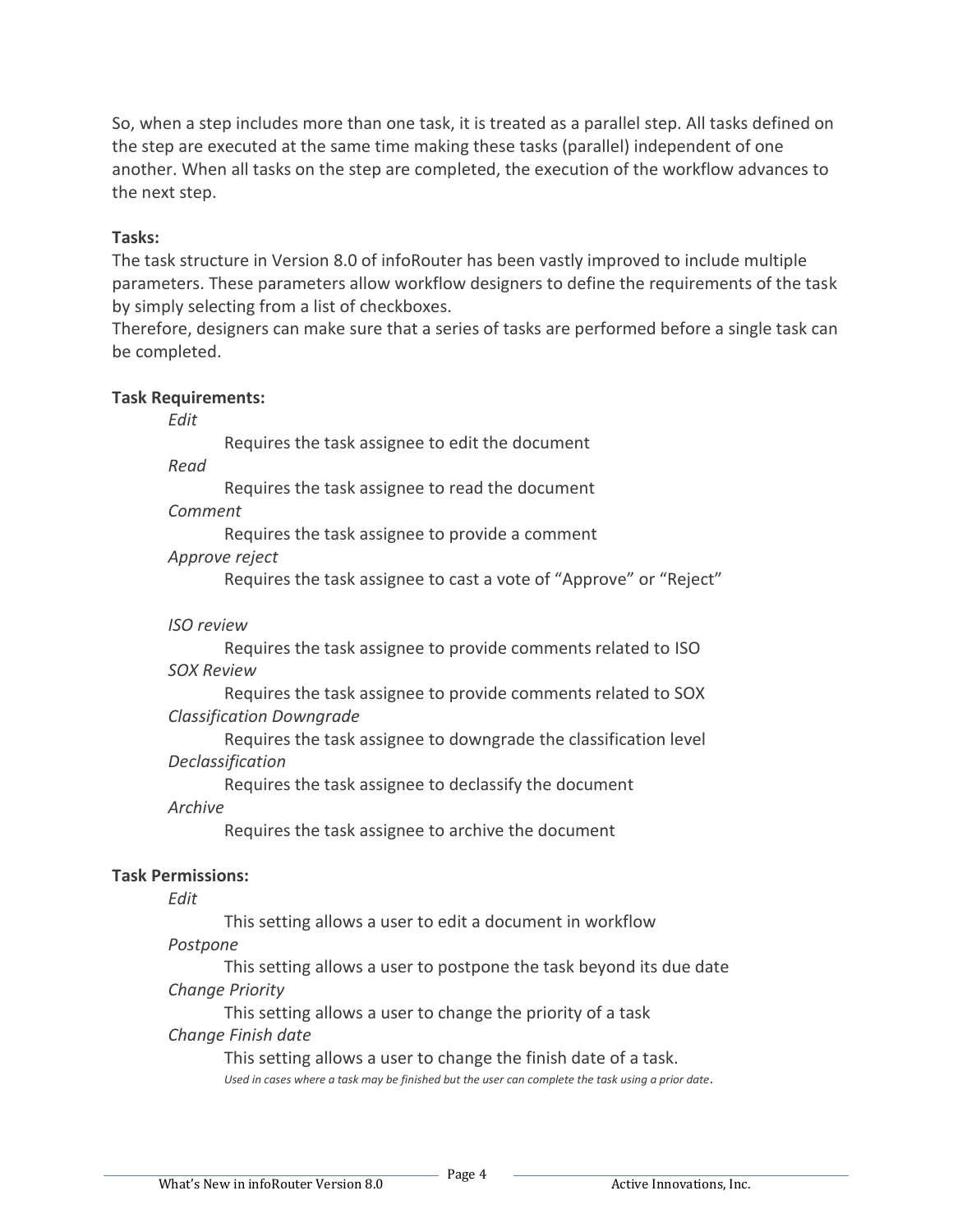So, when a step includes more than one task, it is treated as a parallel step. All tasks defined on the step are executed at the same time making these tasks (parallel) independent of one another. When all tasks on the step are completed, the execution of the workflow advances to the next step.

**Tasks:**

The task structure in Version 8.0 of infoRouter has been vastly improved to include multiple parameters. These parameters allow workflow designers to define the requirements of the task by simply selecting from a list of checkboxes.

Therefore, designers can make sure that a series of tasks are performed before a single task can be completed.

**Task Requirements:**

*Edit*

Requires the task assignee to edit the document

*Read*

Requires the task assignee to read the document

*Comment*

Requires the task assignee to provide a comment

*Approve reject*

Requires the task assignee to cast a vote of "Approve" or "Reject"

*ISO review*

Requires the task assignee to provide comments related to ISO

*SOX Review*

Requires the task assignee to provide comments related to SOX

*Classification Downgrade*

Requires the task assignee to downgrade the classification level

*Declassification*

Requires the task assignee to declassify the document

*Archive*

Requires the task assignee to archive the document

**Task Permissions:**

*Edit*

This setting allows a user to edit a document in workflow

*Postpone*

This setting allows a user to postpone the task beyond its due date

*Change Priority*

This setting allows a user to change the priority of a task

*Change Finish date*

This setting allows a user to change the finish date of a task.

*Used in cases where a task may be finished but the user can complete the task using a prior date.*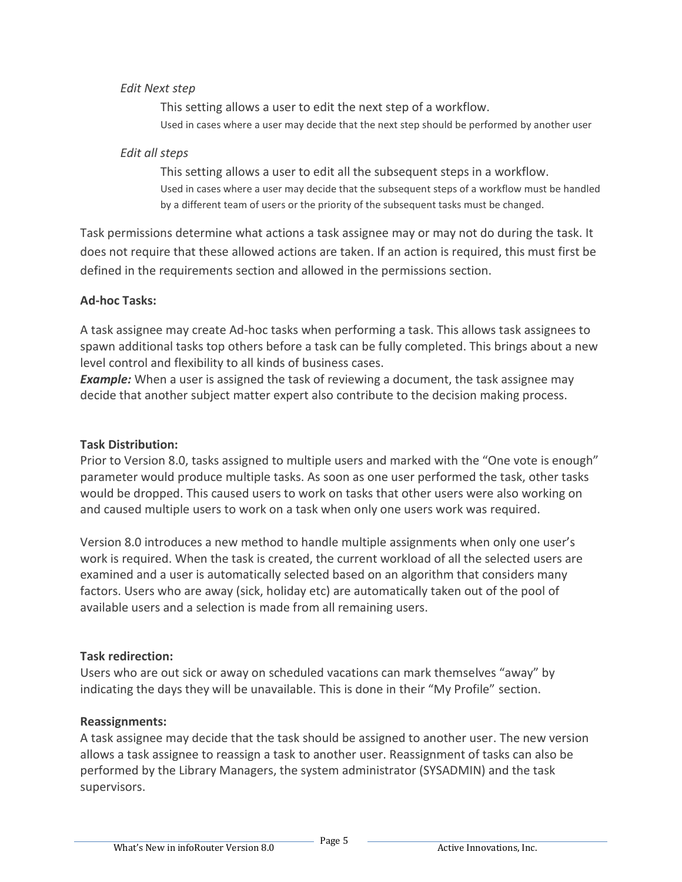*Edit Next step*

This setting allows a user to edit the next step of a workflow.

Used in cases where a user may decide that the next step should be performed by another user

*Edit all steps*

This setting allows a user to edit all the subsequent steps in a workflow.

Used in cases where a user may decide that the subsequent steps of a workflow must be handled by a different team of users or the priority of the subsequent tasks must be changed.

Task permissions determine what actions a task assignee may or may not do during the task. It does not require that these allowed actions are taken. If an action is required, this must first be defined in the requirements section and allowed in the permissions section.

**Ad-hoc Tasks:**

A task assignee may create Ad-hoc tasks when performing a task. This allows task assignees to spawn additional tasks top others before a task can be fully completed. This brings about a new level control and flexibility to all kinds of business cases.
***Example:*** When a user is assigned the task of reviewing a document, the task assignee may decide that another subject matter expert also contribute to the decision making process.

**Task Distribution:**
Prior to Version 8.0, tasks assigned to multiple users and marked with the "One vote is enough" parameter would produce multiple tasks. As soon as one user performed the task, other tasks would be dropped. This caused users to work on tasks that other users were also working on and caused multiple users to work on a task when only one users work was required.

Version 8.0 introduces a new method to handle multiple assignments when only one user's work is required. When the task is created, the current workload of all the selected users are examined and a user is automatically selected based on an algorithm that considers many factors. Users who are away (sick, holiday etc) are automatically taken out of the pool of available users and a selection is made from all remaining users.

**Task redirection:**
Users who are out sick or away on scheduled vacations can mark themselves "away" by indicating the days they will be unavailable. This is done in their "My Profile" section.

**Reassignments:**
A task assignee may decide that the task should be assigned to another user. The new version allows a task assignee to reassign a task to another user. Reassignment of tasks can also be performed by the Library Managers, the system administrator (SYSADMIN) and the task supervisors.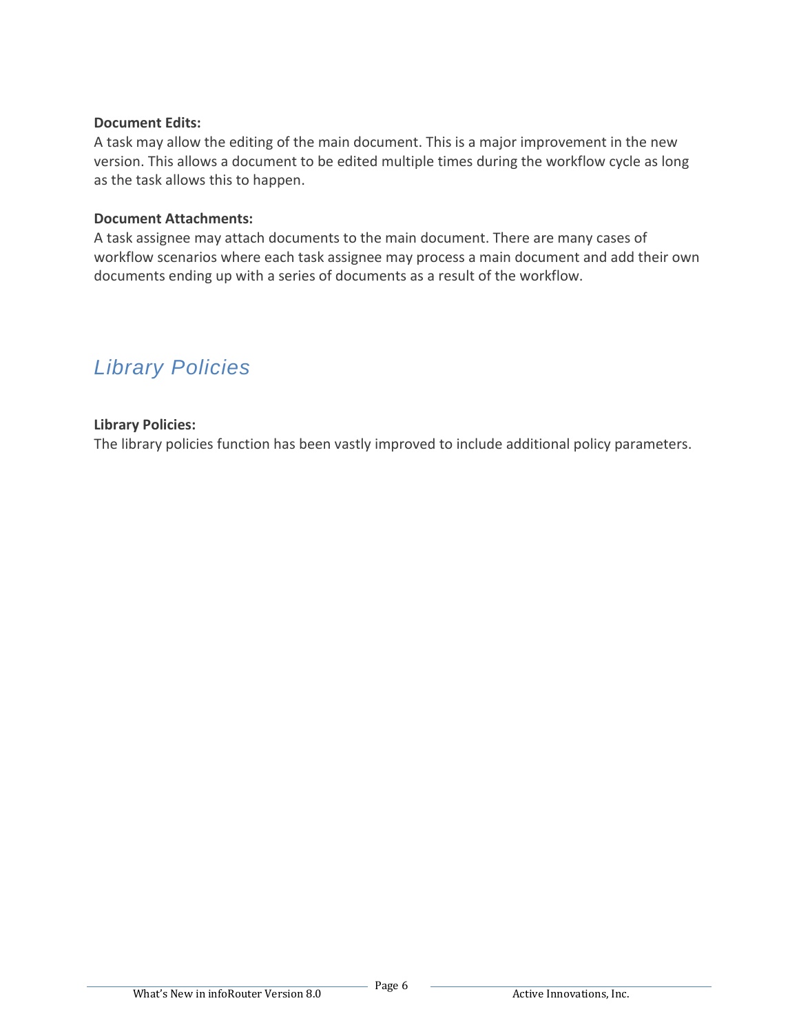**Document Edits:**
A task may allow the editing of the main document. This is a major improvement in the new version. This allows a document to be edited multiple times during the workflow cycle as long as the task allows this to happen.

**Document Attachments:**
A task assignee may attach documents to the main document. There are many cases of workflow scenarios where each task assignee may process a main document and add their own documents ending up with a series of documents as a result of the workflow.

## *Library Policies*

**Library Policies:**
The library policies function has been vastly improved to include additional policy parameters.